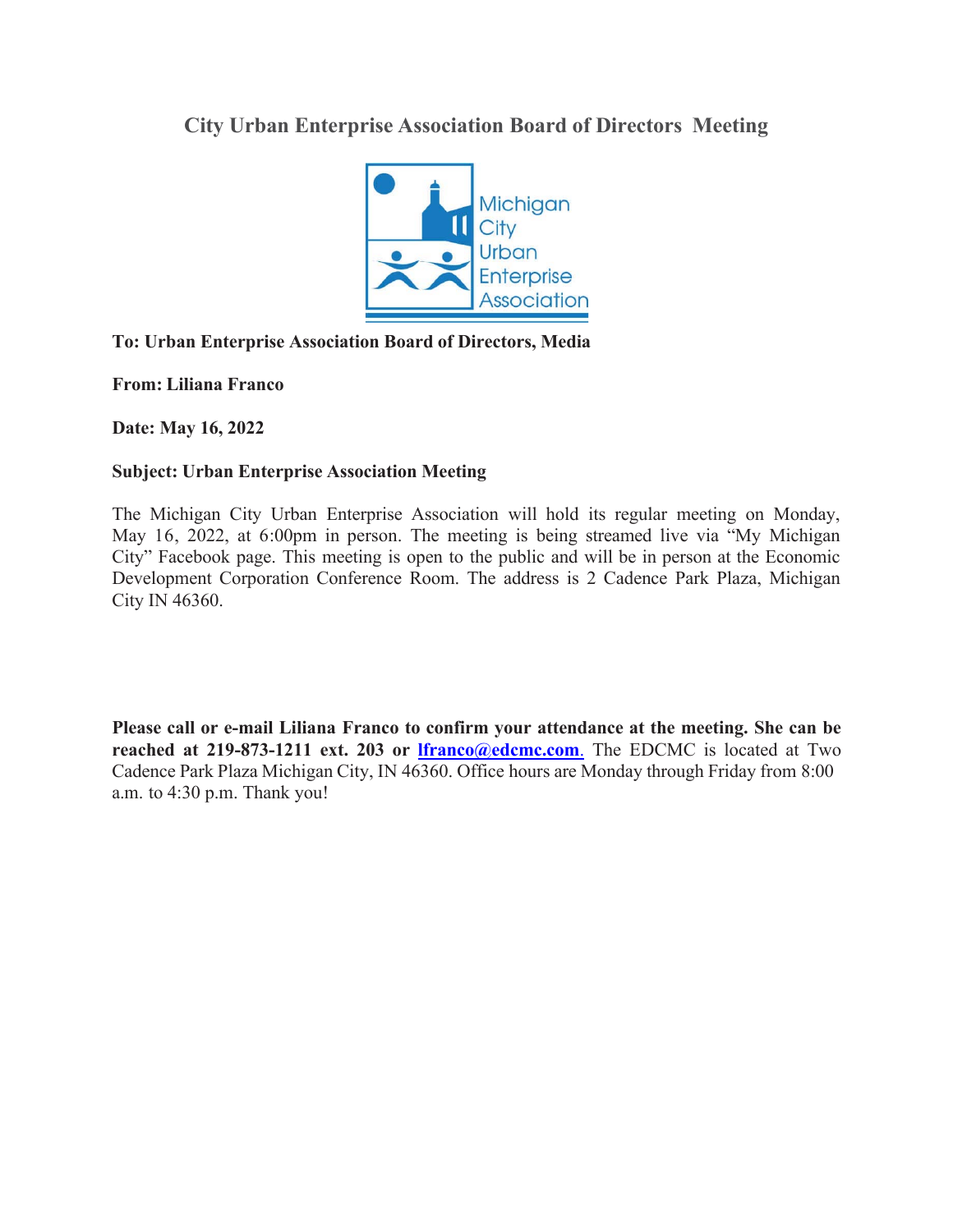# City Urban Enterprise Association Board of Directors Meeting

Michigan City Urban Enterprise Association

**To: Urban Enterprise Association Board of Directors, Media**

**From: Liliana Franco**

**Date: May 16, 2022**

**Subject: Urban Enterprise Association Meeting**

The Michigan City Urban Enterprise Association will hold its regular meeting on Monday, May 16, 2022, at 6:00pm in person. The meeting is being streamed live via "My Michigan City" Facebook page. This meeting is open to the public and will be in person at the Economic Development Corporation Conference Room. The address is 2 Cadence Park Plaza, Michigan City IN 46360.

**Please call or e-mail Liliana Franco to confirm your attendance at the meeting. She can be reached at 219-873-1211 ext. 203 or lfranco@edcmc.com.** The EDCMC is located at Two Cadence Park Plaza Michigan City, IN 46360. Office hours are Monday through Friday from 8:00 a.m. to 4:30 p.m. Thank you!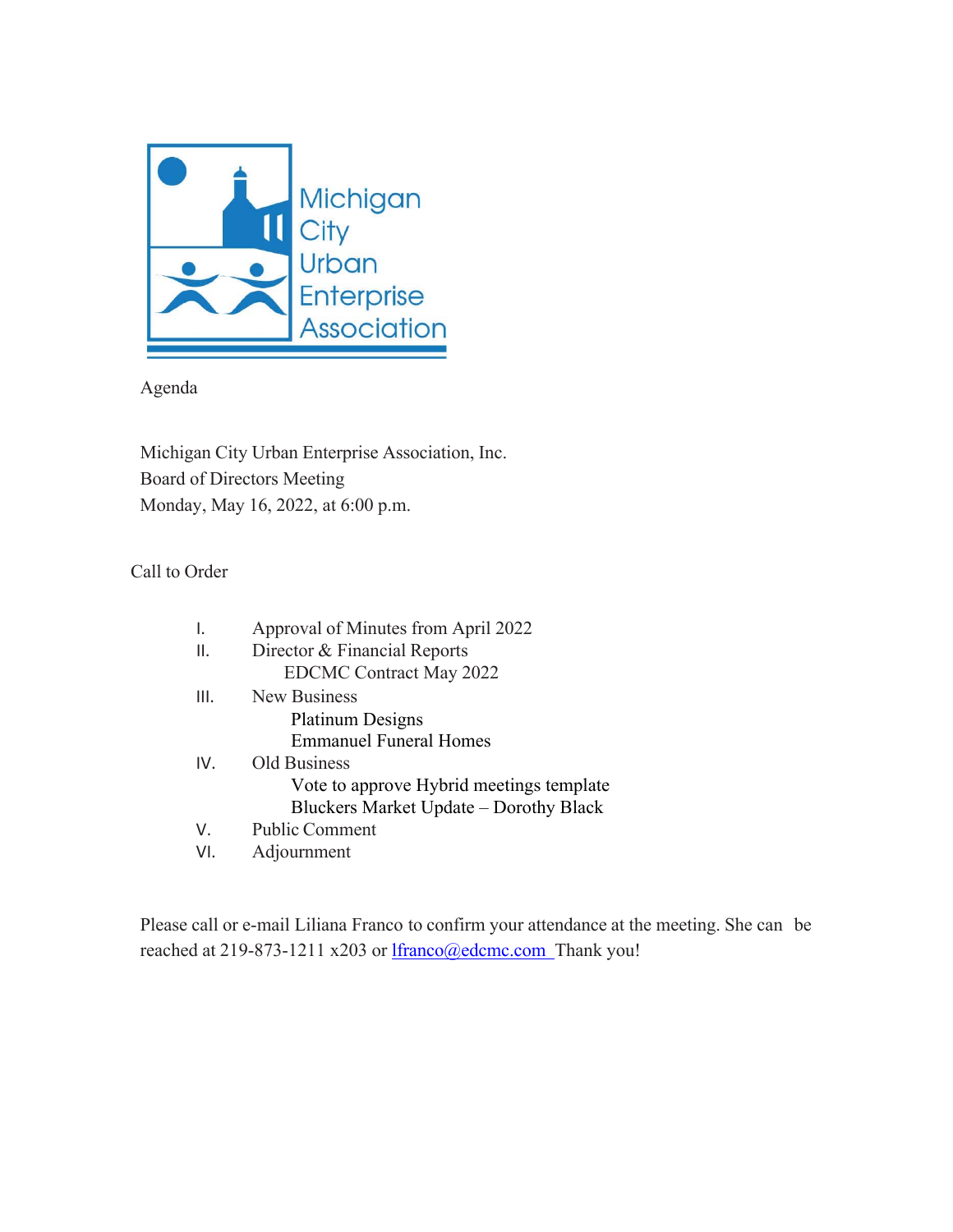Michigan City Urban Enterprise Association

Agenda

Michigan City Urban Enterprise Association, Inc.
Board of Directors Meeting
Monday, May 16, 2022, at 6:00 p.m.

Call to Order

I. Approval of Minutes from April 2022
II. Director & Financial Reports
   - EDCMC Contract May 2022
III. New Business
   - Platinum Designs
   - Emmanuel Funeral Homes
IV. Old Business
   - Vote to approve Hybrid meetings template
   - Bluckers Market Update – Dorothy Black
V. Public Comment
VI. Adjournment

Please call or e-mail Liliana Franco to confirm your attendance at the meeting. She can be reached at 219-873-1211 x203 or lfranco@edcmc.com Thank you!